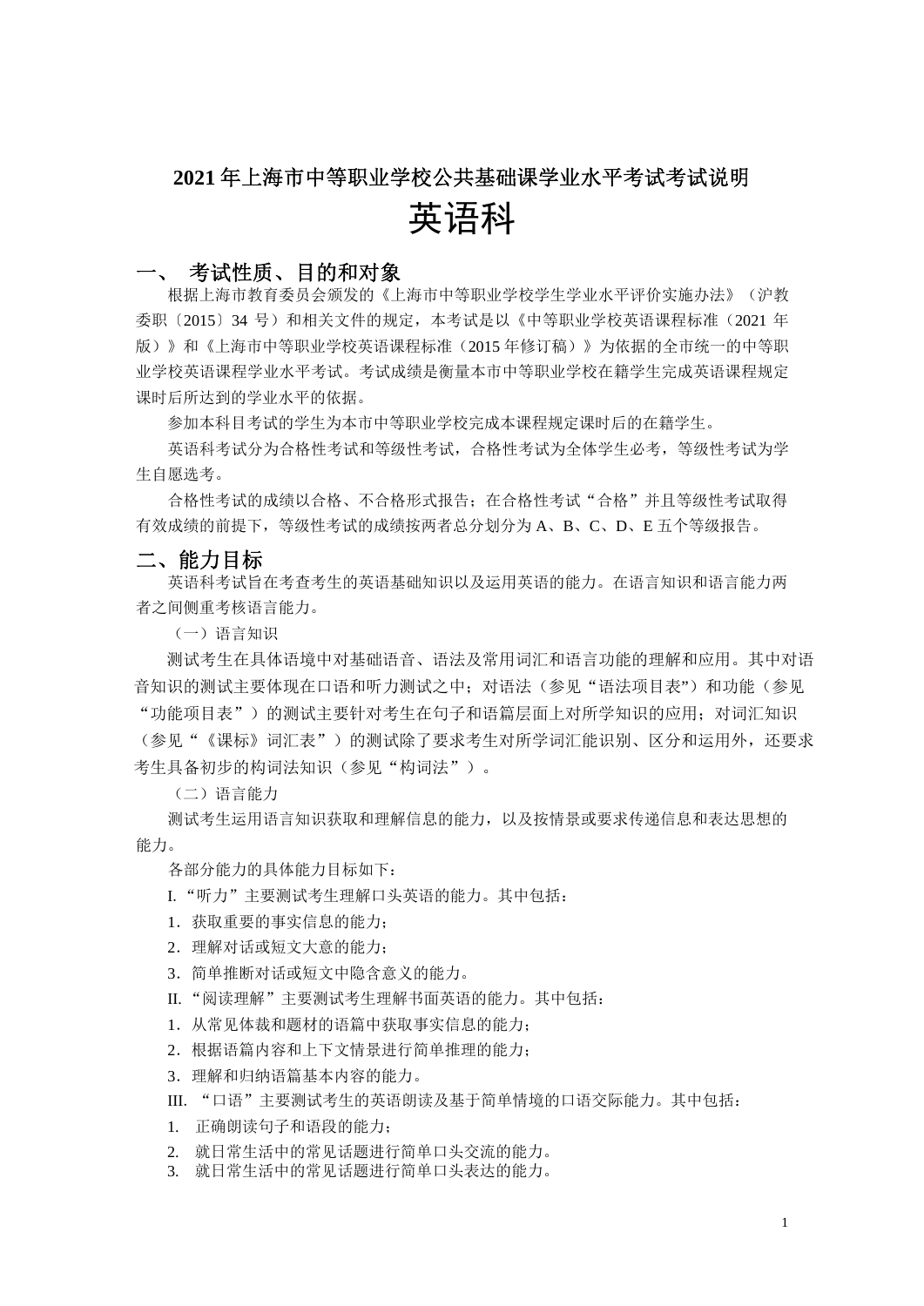# 2021 年上海市中等职业学校公共基础课学业水平考试考试说明

# 英语科

## 一、 考试性质、目的和对象

根据上海市教育委员会颁发的《上海市中等职业学校学生学业水平评价实施办法》（沪教委职〔2015〕34 号）和相关文件的规定，本考试是以《中等职业学校英语课程标准（2021 年版）》和《上海市中等职业学校英语课程标准（2015 年修订稿）》为依据的全市统一的中等职业学校英语课程学业水平考试。考试成绩是衡量本市中等职业学校在籍学生完成英语课程规定课时后所达到的学业水平的依据。

参加本科目考试的学生为本市中等职业学校完成本课程规定课时后的在籍学生。

英语科考试分为合格性考试和等级性考试，合格性考试为全体学生必考，等级性考试为学生自愿选考。

合格性考试的成绩以合格、不合格形式报告；在合格性考试"合格"并且等级性考试取得有效成绩的前提下，等级性考试的成绩按两者总分划分为 A、B、C、D、E 五个等级报告。

## 二、能力目标

英语科考试旨在考查考生的英语基础知识以及运用英语的能力。在语言知识和语言能力两者之间侧重考核语言能力。

（一）语言知识

测试考生在具体语境中对基础语音、语法及常用词汇和语言功能的理解和应用。其中对语音知识的测试主要体现在口语和听力测试之中；对语法（参见"语法项目表"）和功能（参见"功能项目表"）的测试主要针对考生在句子和语篇层面上对所学知识的应用；对词汇知识（参见"《课标》词汇表"）的测试除了要求考生对所学词汇能识别、区分和运用外，还要求考生具备初步的构词法知识（参见"构词法"）。

（二）语言能力

测试考生运用语言知识获取和理解信息的能力，以及按情景或要求传递信息和表达思想的能力。

各部分能力的具体能力目标如下：

I. "听力"主要测试考生理解口头英语的能力。其中包括：

1．获取重要的事实信息的能力；

2．理解对话或短文大意的能力；

3．简单推断对话或短文中隐含意义的能力。

II. "阅读理解"主要测试考生理解书面英语的能力。其中包括：

1．从常见体裁和题材的语篇中获取事实信息的能力；

2．根据语篇内容和上下文情景进行简单推理的能力；

3．理解和归纳语篇基本内容的能力。

III. "口语"主要测试考生的英语朗读及基于简单情境的口语交际能力。其中包括：

1. 正确朗读句子和语段的能力；

2. 就日常生活中的常见话题进行简单口头交流的能力。

3. 就日常生活中的常见话题进行简单口头表达的能力。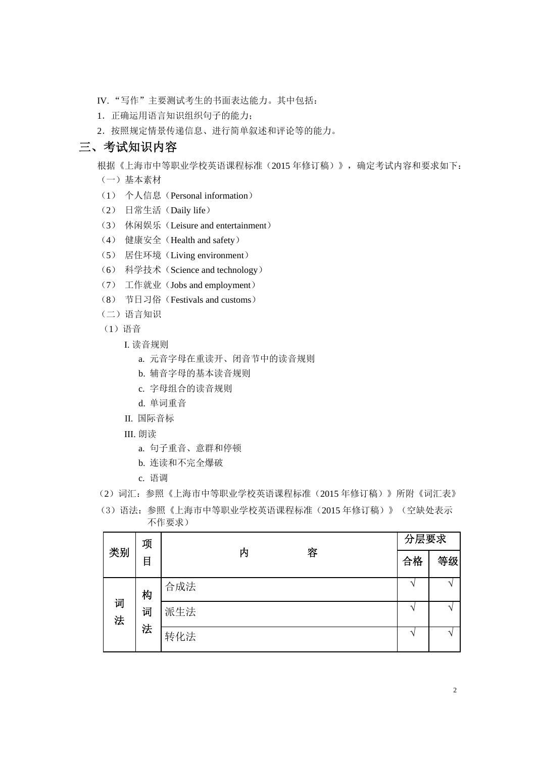IV.“写作”主要测试考生的书面表达能力。其中包括：

1．正确运用语言知识组织句子的能力；

2．按照规定情景传递信息、进行简单叙述和评论等的能力。

## 三、考试知识内容

根据《上海市中等职业学校英语课程标准（2015 年修订稿）》，确定考试内容和要求如下：

（一）基本素材

（1） 个人信息（Personal information）

（2） 日常生活（Daily life）

（3） 休闲娱乐（Leisure and entertainment）

（4） 健康安全（Health and safety）

（5） 居住环境（Living environment）

（6） 科学技术（Science and technology）

（7） 工作就业（Jobs and employment）

（8） 节日习俗（Festivals and customs）

（二）语言知识

（1）语音

I. 读音规则

a. 元音字母在重读开、闭音节中的读音规则

b. 辅音字母的基本读音规则

c. 字母组合的读音规则

d. 单词重音

II. 国际音标

III. 朗读

a. 句子重音、意群和停顿

b. 连读和不完全爆破

c. 语调

（2）词汇：参照《上海市中等职业学校英语课程标准（2015 年修订稿）》所附《词汇表》

（3）语法：参照《上海市中等职业学校英语课程标准（2015 年修订稿）》（空缺处表示不作要求）

| 类别 | 项目 | 内容 | 分层要求 | |
|---|---|---|---|---|
| | | | 合格 | 等级 |
| 词法 | 构词法 | 合成法 | √ | √ |
| | | 派生法 | √ | √ |
| | | 转化法 | √ | √ |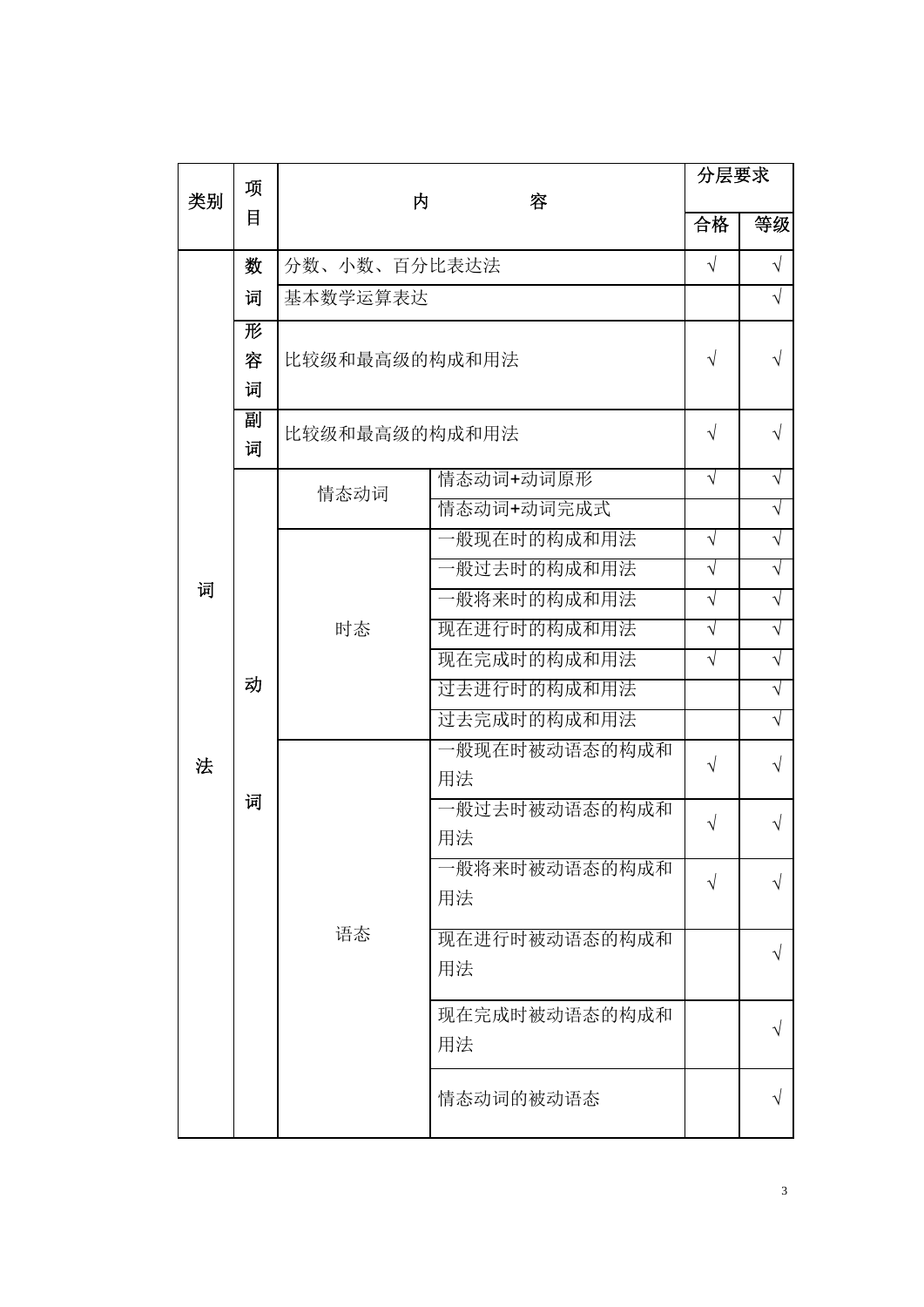| 类别 | 项目 | 内容 | | 分层要求 | |
|---|---|---|---|---|---|
| | | | | 合格 | 等级 |
| 词法 | 数词 | 分数、小数、百分比表达法 | | √ | √ |
| | | 基本数学运算表达 | | | √ |
| | 形容词 | 比较级和最高级的构成和用法 | | √ | √ |
| | 副词 | 比较级和最高级的构成和用法 | | √ | √ |
| | 动词 | 情态动词 | 情态动词+动词原形 | √ | √ |
| | | | 情态动词+动词完成式 | | √ |
| | | 时态 | 一般现在时的构成和用法 | √ | √ |
| | | | 一般过去时的构成和用法 | √ | √ |
| | | | 一般将来时的构成和用法 | √ | √ |
| | | | 现在进行时的构成和用法 | √ | √ |
| | | | 现在完成时的构成和用法 | √ | √ |
| | | | 过去进行时的构成和用法 | | √ |
| | | | 过去完成时的构成和用法 | | √ |
| | | 语态 | 一般现在时被动语态的构成和用法 | √ | √ |
| | | | 一般过去时被动语态的构成和用法 | √ | √ |
| | | | 一般将来时被动语态的构成和用法 | √ | √ |
| | | | 现在进行时被动语态的构成和用法 | | √ |
| | | | 现在完成时被动语态的构成和用法 | | √ |
| | | | 情态动词的被动语态 | | √ |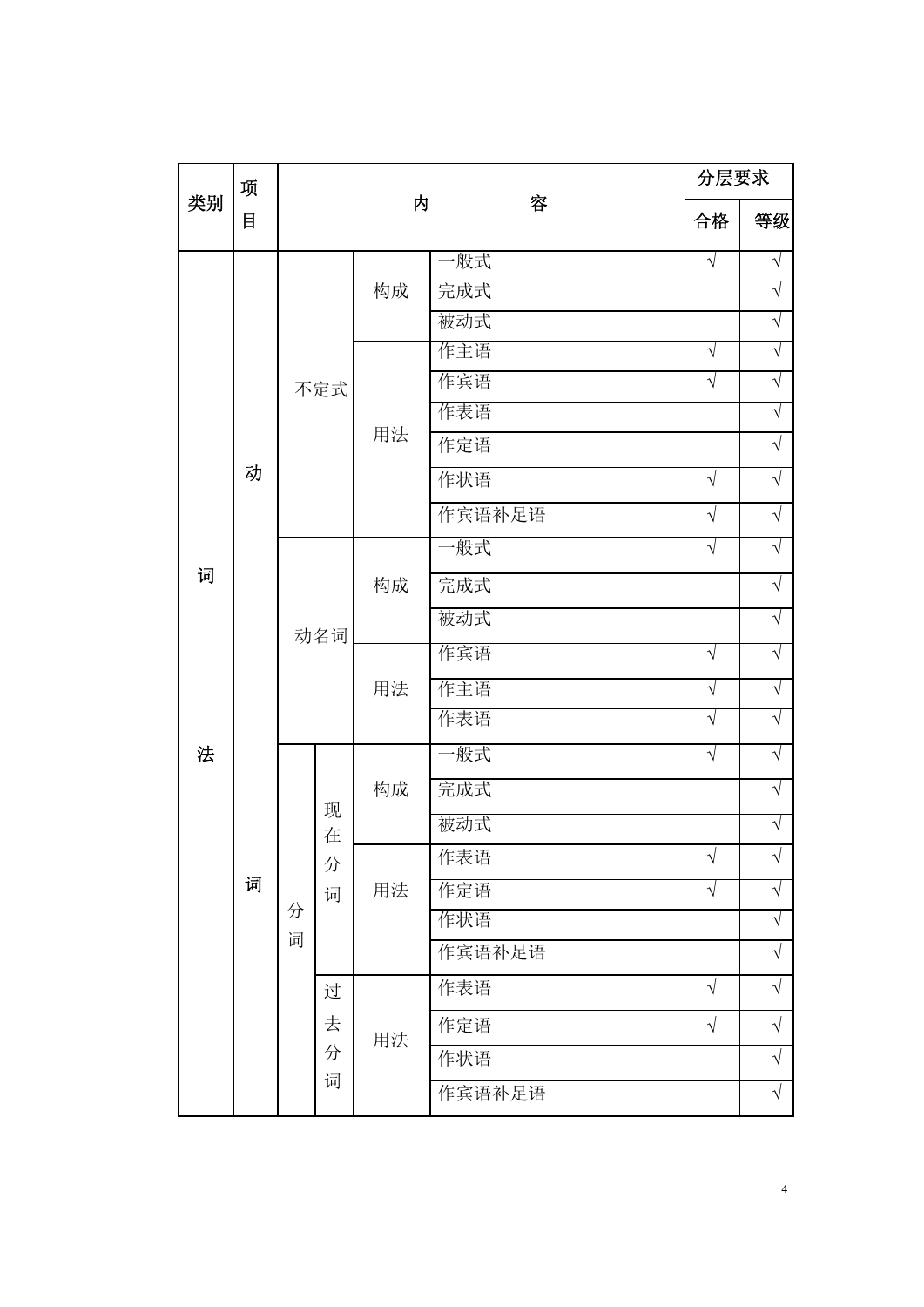| 类别 | 项目 | 内容 | | | | 分层要求 | |
|---|---|---|---|---|---|---|---|
| | | | | | | 合格 | 等级 |
| 词法 | 动词 | 不定式 | | 构成 | 一般式 | √ | √ |
| | | | | | 完成式 | | √ |
| | | | | | 被动式 | | √ |
| | | | | 用法 | 作主语 | √ | √ |
| | | | | | 作宾语 | √ | √ |
| | | | | | 作表语 | | √ |
| | | | | | 作定语 | | √ |
| | | | | | 作状语 | √ | √ |
| | | | | | 作宾语补足语 | √ | √ |
| | | 动名词 | | 构成 | 一般式 | √ | √ |
| | | | | | 完成式 | | √ |
| | | | | | 被动式 | | √ |
| | | | | 用法 | 作宾语 | √ | √ |
| | | | | | 作主语 | √ | √ |
| | | | | | 作表语 | √ | √ |
| | | 分词 | 现在分词 | 构成 | 一般式 | √ | √ |
| | | | | | 完成式 | | √ |
| | | | | | 被动式 | | √ |
| | | | | 用法 | 作表语 | √ | √ |
| | | | | | 作定语 | √ | √ |
| | | | | | 作状语 | | √ |
| | | | | | 作宾语补足语 | | √ |
| | | | 过去分词 | 用法 | 作表语 | √ | √ |
| | | | | | 作定语 | √ | √ |
| | | | | | 作状语 | | √ |
| | | | | | 作宾语补足语 | | √ |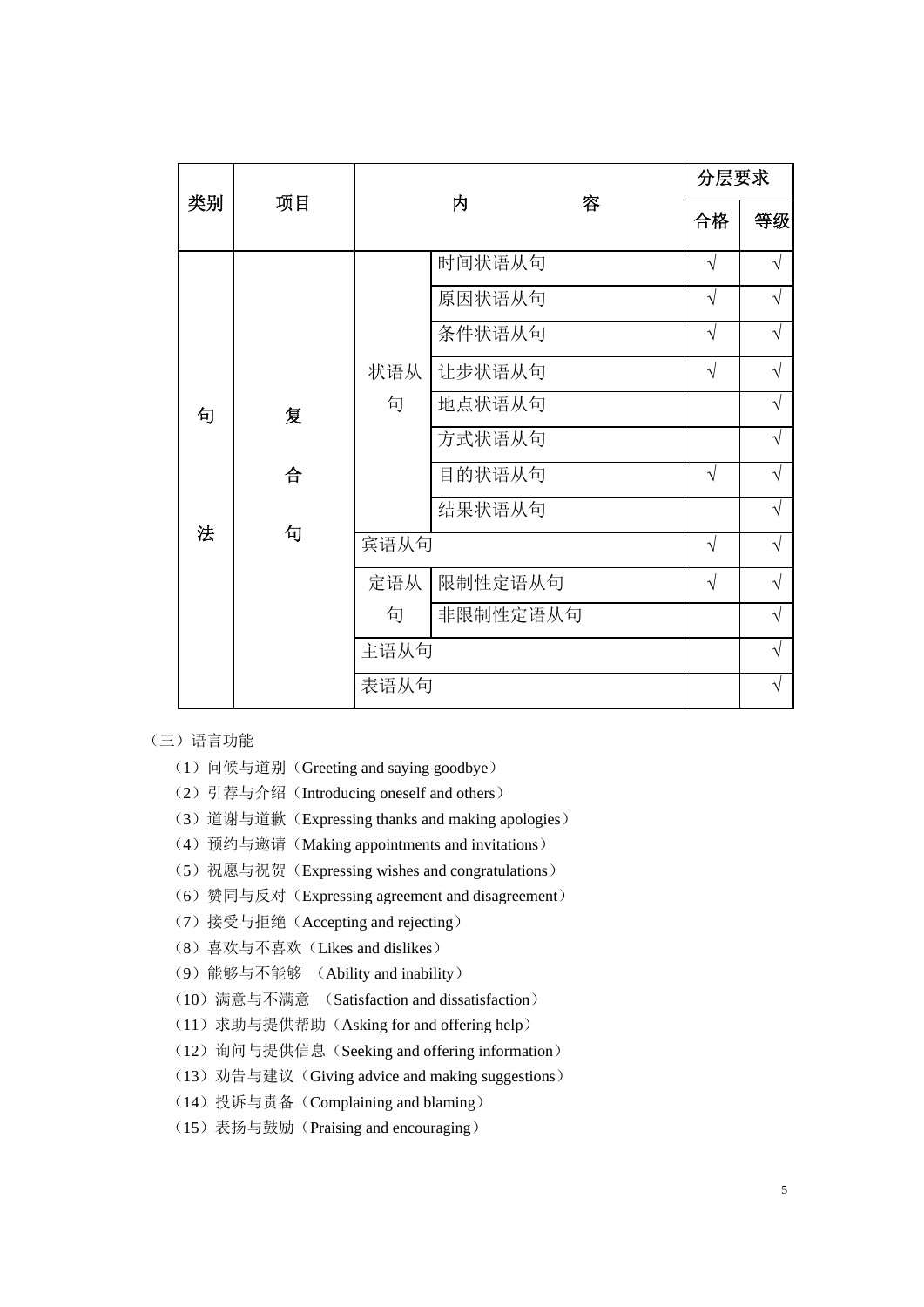| 类别 | 项目 | 内　　容 | | 分层要求 | |
|---|---|---|---|---|---|
| | | | | 合格 | 等级 |
| 句法 | 复合句 | 状语从句 | 时间状语从句 | √ | √ |
| | | | 原因状语从句 | √ | √ |
| | | | 条件状语从句 | √ | √ |
| | | | 让步状语从句 | √ | √ |
| | | | 地点状语从句 | | √ |
| | | | 方式状语从句 | | √ |
| | | | 目的状语从句 | √ | √ |
| | | | 结果状语从句 | | √ |
| | | 宾语从句 | | √ | √ |
| | | 定语从句 | 限制性定语从句 | √ | √ |
| | | | 非限制性定语从句 | | √ |
| | | 主语从句 | | | √ |
| | | 表语从句 | | | √ |

（三）语言功能

（1）问候与道别（Greeting and saying goodbye）

（2）引荐与介绍（Introducing oneself and others）

（3）道谢与道歉（Expressing thanks and making apologies）

（4）预约与邀请（Making appointments and invitations）

（5）祝愿与祝贺（Expressing wishes and congratulations）

（6）赞同与反对（Expressing agreement and disagreement）

（7）接受与拒绝（Accepting and rejecting）

（8）喜欢与不喜欢（Likes and dislikes）

（9）能够与不能够 （Ability and inability）

（10）满意与不满意 （Satisfaction and dissatisfaction）

（11）求助与提供帮助（Asking for and offering help）

（12）询问与提供信息（Seeking and offering information）

（13）劝告与建议（Giving advice and making suggestions）

（14）投诉与责备（Complaining and blaming）

（15）表扬与鼓励（Praising and encouraging）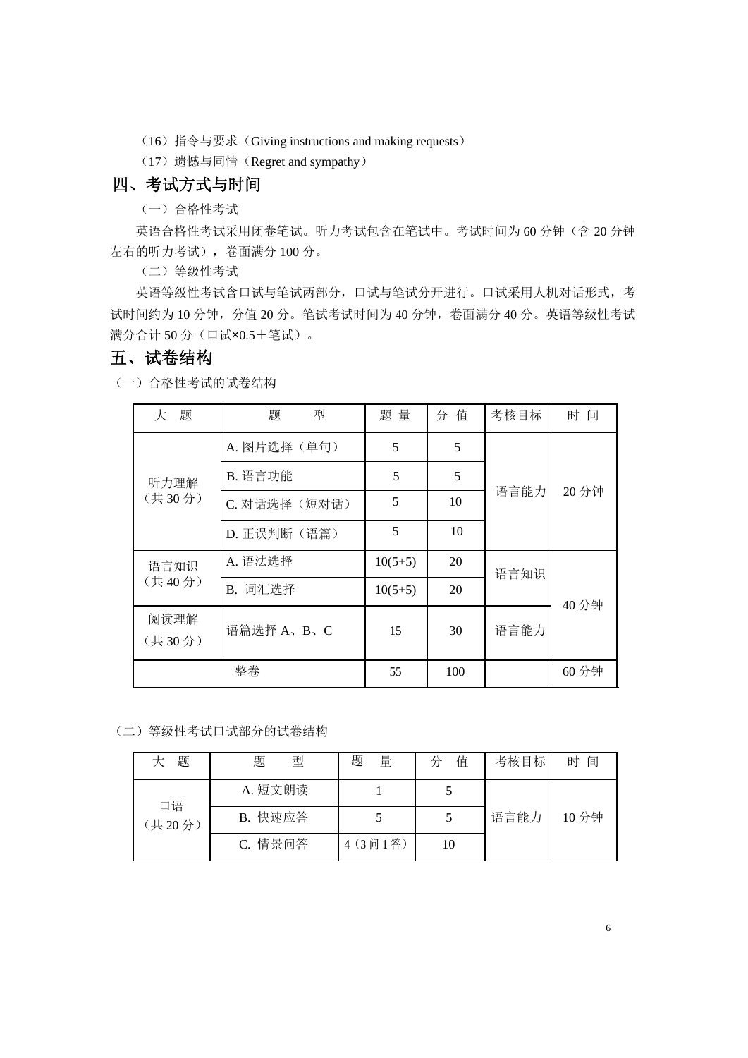（16）指令与要求（Giving instructions and making requests）

（17）遗憾与同情（Regret and sympathy）

## 四、考试方式与时间

（一）合格性考试

英语合格性考试采用闭卷笔试。听力考试包含在笔试中。考试时间为 60 分钟（含 20 分钟左右的听力考试），卷面满分 100 分。

（二）等级性考试

英语等级性考试含口试与笔试两部分，口试与笔试分开进行。口试采用人机对话形式，考试时间约为 10 分钟，分值 20 分。笔试考试时间为 40 分钟，卷面满分 40 分。英语等级性考试满分合计 50 分（口试×0.5＋笔试）。

## 五、试卷结构

（一）合格性考试的试卷结构

| 大　题 | 题　　型 | 题 量 | 分 值 | 考核目标 | 时 间 |
|---|---|---|---|---|---|
| 听力理解（共 30 分） | A. 图片选择（单句） | 5 | 5 | 语言能力 | 20 分钟 |
| | B. 语言功能 | 5 | 5 | | |
| | C. 对话选择（短对话） | 5 | 10 | | |
| | D. 正误判断（语篇） | 5 | 10 | | |
| 语言知识（共 40 分） | A. 语法选择 | 10(5+5) | 20 | 语言知识 | 40 分钟 |
| | B. 词汇选择 | 10(5+5) | 20 | | |
| 阅读理解（共 30 分） | 语篇选择 A、B、C | 15 | 30 | 语言能力 | |
| 整卷 | | 55 | 100 | | 60 分钟 |

（二）等级性考试口试部分的试卷结构

| 大　题 | 题　　型 | 题　量 | 分　值 | 考核目标 | 时 间 |
|---|---|---|---|---|---|
| 口语（共 20 分） | A. 短文朗读 | 1 | 5 | 语言能力 | 10 分钟 |
| | B. 快速应答 | 5 | 5 | | |
| | C. 情景问答 | 4（3 问 1 答） | 10 | | |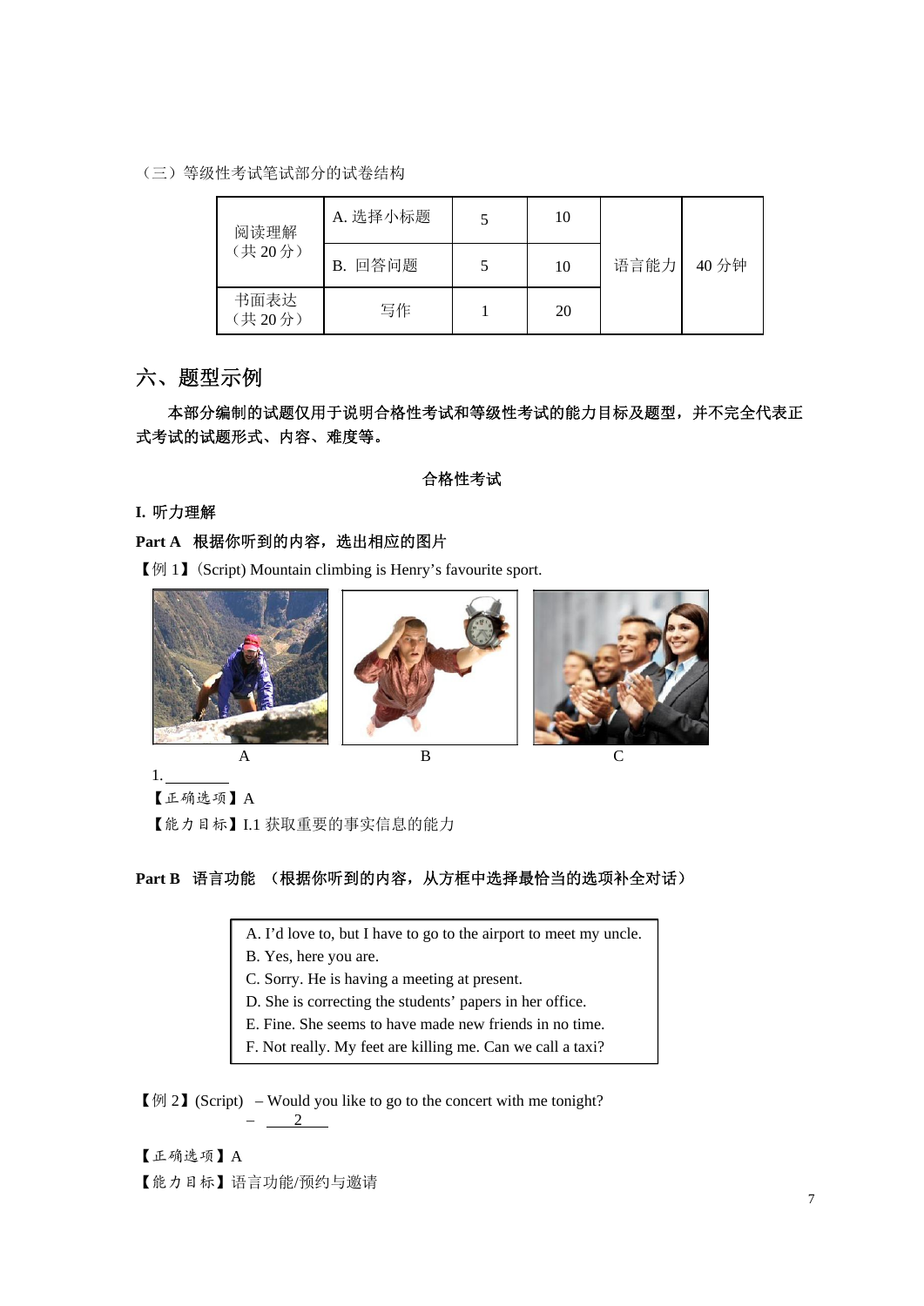（三）等级性考试笔试部分的试卷结构

| 阅读理解（共 20 分） | A. 选择小标题 | 5 | 10 | 语言能力 | 40 分钟 |
| --- | --- | --- | --- | --- | --- |
| | B. 回答问题 | 5 | 10 | | |
| 书面表达（共 20 分） | 写作 | 1 | 20 | | |

## 六、题型示例

**本部分编制的试题仅用于说明合格性考试和等级性考试的能力目标及题型，并不完全代表正式考试的试题形式、内容、难度等。**

**合格性考试**

**I. 听力理解**

**Part A 根据你听到的内容，选出相应的图片**

【例 1】(Script) Mountain climbing is Henry's favourite sport.

A　　　　B　　　　C

1. ________

【正确选项】A

【能力目标】I.1 获取重要的事实信息的能力

**Part B 语言功能 （根据你听到的内容，从方框中选择最恰当的选项补全对话）**

A. I'd love to, but I have to go to the airport to meet my uncle.
B. Yes, here you are.
C. Sorry. He is having a meeting at present.
D. She is correcting the students' papers in her office.
E. Fine. She seems to have made new friends in no time.
F. Not really. My feet are killing me. Can we call a taxi?

【例 2】(Script) – Would you like to go to the concert with me tonight?
– ___2___

【正确选项】A

【能力目标】语言功能/预约与邀请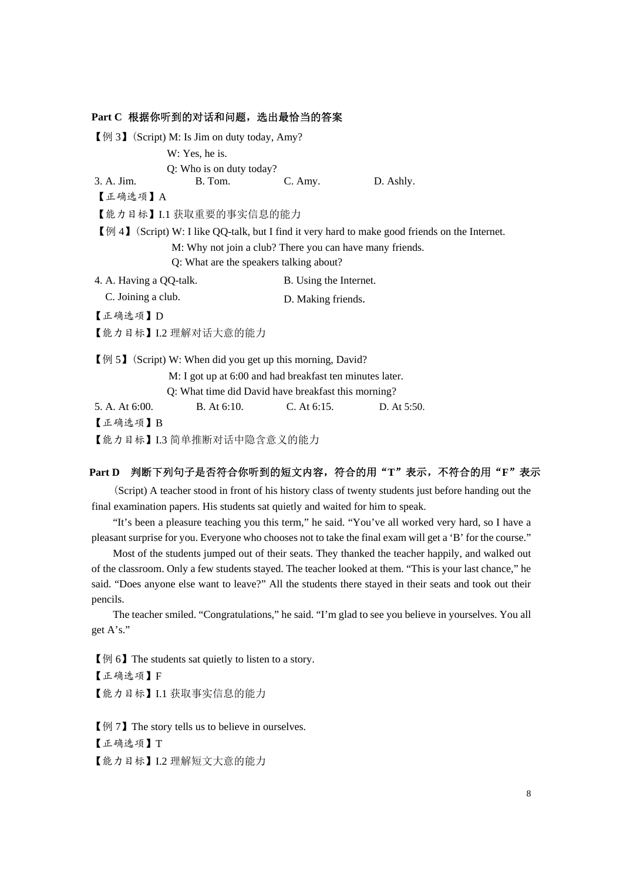**Part C 根据你听到的对话和问题，选出最恰当的答案**

【例 3】(Script) M: Is Jim on duty today, Amy?

W: Yes, he is.

Q: Who is on duty today?

3. A. Jim.　　B. Tom.　　C. Amy.　　D. Ashly.

【正确选项】A

【能力目标】I.1 获取重要的事实信息的能力

【例 4】(Script) W: I like QQ-talk, but I find it very hard to make good friends on the Internet.

M: Why not join a club? There you can have many friends.

Q: What are the speakers talking about?

4. A. Having a QQ-talk.　　B. Using the Internet.

C. Joining a club.　　D. Making friends.

【正确选项】D

【能力目标】I.2 理解对话大意的能力

【例 5】(Script) W: When did you get up this morning, David?

M: I got up at 6:00 and had breakfast ten minutes later.

Q: What time did David have breakfast this morning?

5. A. At 6:00.　　B. At 6:10.　　C. At 6:15.　　D. At 5:50.

【正确选项】B

【能力目标】I.3 简单推断对话中隐含意义的能力

**Part D 判断下列句子是否符合你听到的短文内容，符合的用“T”表示，不符合的用“F”表示**

(Script) A teacher stood in front of his history class of twenty students just before handing out the final examination papers. His students sat quietly and waited for him to speak.

“It’s been a pleasure teaching you this term,” he said. “You’ve all worked very hard, so I have a pleasant surprise for you. Everyone who chooses not to take the final exam will get a ‘B’ for the course.”

Most of the students jumped out of their seats. They thanked the teacher happily, and walked out of the classroom. Only a few students stayed. The teacher looked at them. “This is your last chance,” he said. “Does anyone else want to leave?” All the students there stayed in their seats and took out their pencils.

The teacher smiled. “Congratulations,” he said. “I’m glad to see you believe in yourselves. You all get A’s.”

【例 6】The students sat quietly to listen to a story.

【正确选项】F

【能力目标】I.1 获取事实信息的能力

【例 7】The story tells us to believe in ourselves.

【正确选项】T

【能力目标】I.2 理解短文大意的能力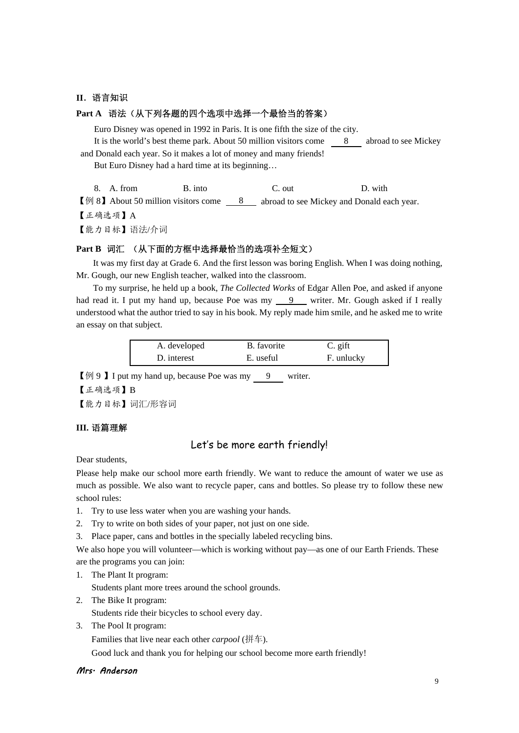**II．语言知识**

**Part A 语法（从下列各题的四个选项中选择一个最恰当的答案）**

Euro Disney was opened in 1992 in Paris. It is one fifth the size of the city.

It is the world's best theme park. About 50 million visitors come ___8___ abroad to see Mickey and Donald each year. So it makes a lot of money and many friends!

But Euro Disney had a hard time at its beginning…

8. A. from　　B. into　　C. out　　D. with

【例 8】About 50 million visitors come ___8___ abroad to see Mickey and Donald each year.

【正确选项】A

【能力目标】语法/介词

**Part B 词汇 （从下面的方框中选择最恰当的选项补全短文）**

It was my first day at Grade 6. And the first lesson was boring English. When I was doing nothing, Mr. Gough, our new English teacher, walked into the classroom.

To my surprise, he held up a book, *The Collected Works* of Edgar Allen Poe, and asked if anyone had read it. I put my hand up, because Poe was my ___9___ writer. Mr. Gough asked if I really understood what the author tried to say in his book. My reply made him smile, and he asked me to write an essay on that subject.

| | | |
|---|---|---|
| A. developed | B. favorite | C. gift |
| D. interest | E. useful | F. unlucky |

【例 9 】I put my hand up, because Poe was my ___9___ writer.

【正确选项】B

【能力目标】词汇/形容词

**III. 语篇理解**

## Let's be more earth friendly!

Dear students,

Please help make our school more earth friendly. We want to reduce the amount of water we use as much as possible. We also want to recycle paper, cans and bottles. So please try to follow these new school rules:

1. Try to use less water when you are washing your hands.
2. Try to write on both sides of your paper, not just on one side.
3. Place paper, cans and bottles in the specially labeled recycling bins.

We also hope you will volunteer—which is working without pay—as one of our Earth Friends. These are the programs you can join:

1. The Plant It program:
   Students plant more trees around the school grounds.
2. The Bike It program:
   Students ride their bicycles to school every day.
3. The Pool It program:
   Families that live near each other *carpool* (拼车).

Good luck and thank you for helping our school become more earth friendly!

***Mrs. Anderson***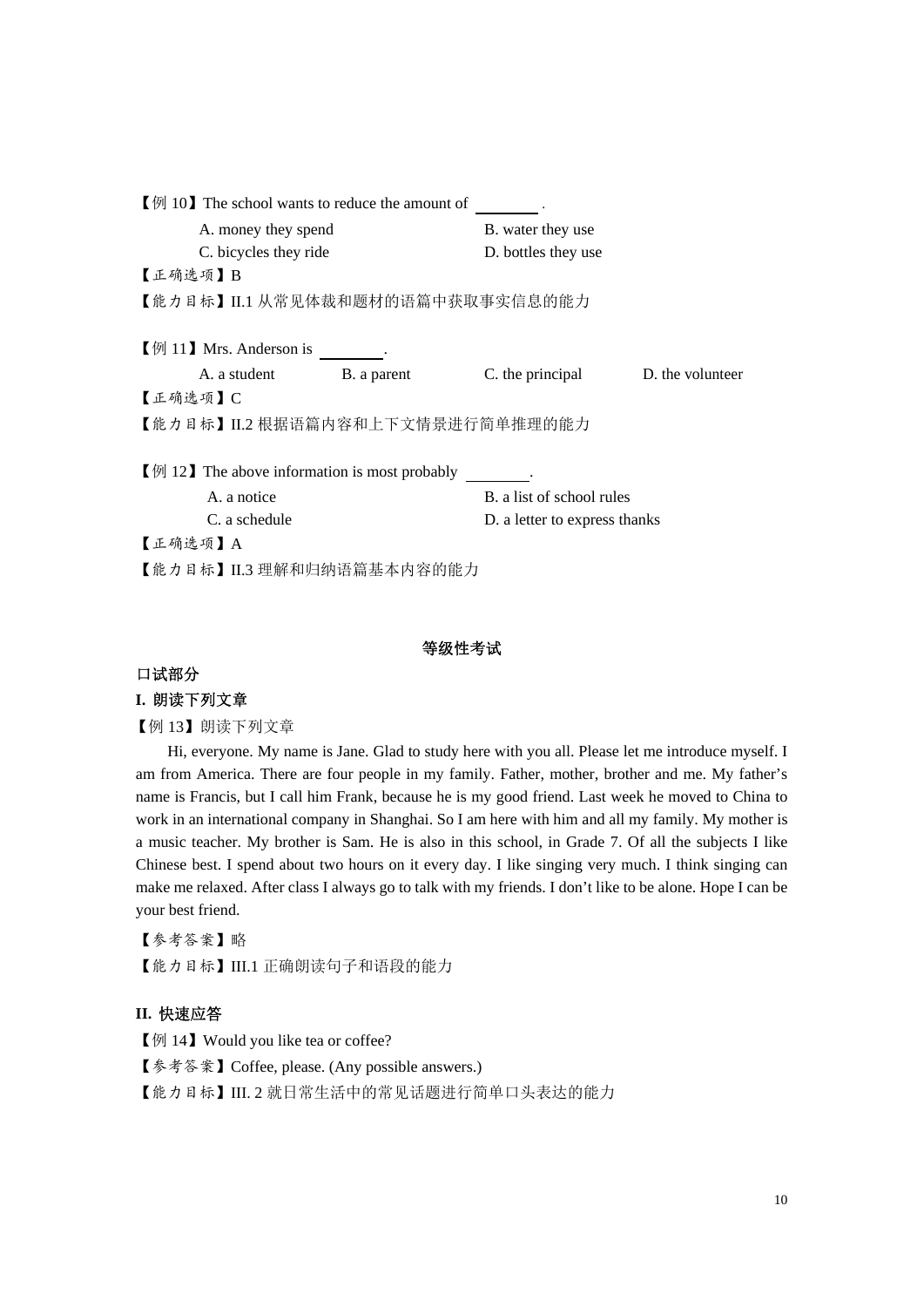【例 10】The school wants to reduce the amount of ________ .

A. money they spend　　　　B. water they use

C. bicycles they ride　　　　D. bottles they use

【正确选项】B

【能力目标】II.1 从常见体裁和题材的语篇中获取事实信息的能力

【例 11】Mrs. Anderson is ________.

A. a student　　B. a parent　　C. the principal　　D. the volunteer

【正确选项】C

【能力目标】II.2 根据语篇内容和上下文情景进行简单推理的能力

【例 12】The above information is most probably ________.

A. a notice　　　　B. a list of school rules

C. a schedule　　　　D. a letter to express thanks

【正确选项】A

【能力目标】II.3 理解和归纳语篇基本内容的能力

**等级性考试**

**口试部分**

**I. 朗读下列文章**

【例 13】朗读下列文章

Hi, everyone. My name is Jane. Glad to study here with you all. Please let me introduce myself. I am from America. There are four people in my family. Father, mother, brother and me. My father's name is Francis, but I call him Frank, because he is my good friend. Last week he moved to China to work in an international company in Shanghai. So I am here with him and all my family. My mother is a music teacher. My brother is Sam. He is also in this school, in Grade 7. Of all the subjects I like Chinese best. I spend about two hours on it every day. I like singing very much. I think singing can make me relaxed. After class I always go to talk with my friends. I don't like to be alone. Hope I can be your best friend.

【参考答案】略

【能力目标】III.1 正确朗读句子和语段的能力

**II. 快速应答**

【例 14】Would you like tea or coffee?

【参考答案】Coffee, please. (Any possible answers.)

【能力目标】III. 2 就日常生活中的常见话题进行简单口头表达的能力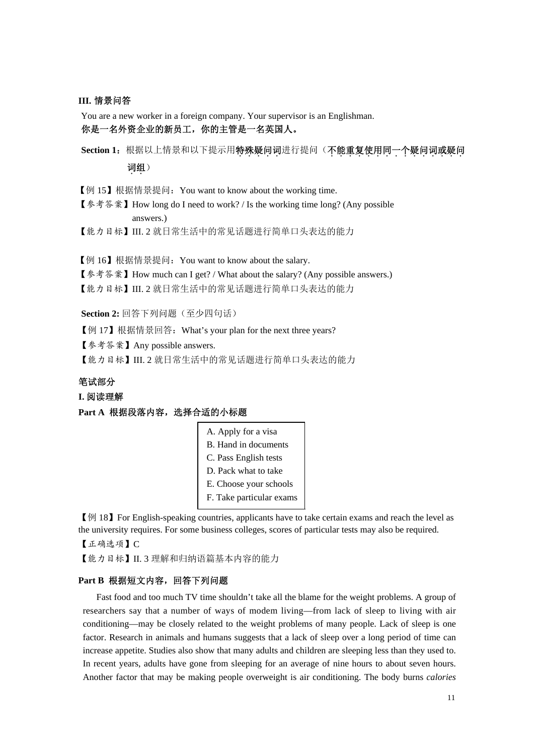**III. 情景问答**

You are a new worker in a foreign company. Your supervisor is an Englishman.
**你是一名外资企业的新员工，你的主管是一名英国人。**

**Section 1**：根据以上情景和以下提示用**特殊疑问词**进行提问（**不能重复使用同一个疑问词或疑问词组**）

【例 15】根据情景提问：You want to know about the working time.

【参考答案】How long do I need to work? / Is the working time long? (Any possible answers.)

【能力目标】III. 2 就日常生活中的常见话题进行简单口头表达的能力

【例 16】根据情景提问：You want to know about the salary.

【参考答案】How much can I get? / What about the salary? (Any possible answers.)

【能力目标】III. 2 就日常生活中的常见话题进行简单口头表达的能力

**Section 2:** 回答下列问题（至少四句话）

【例 17】根据情景回答：What's your plan for the next three years?

【参考答案】Any possible answers.

【能力目标】III. 2 就日常生活中的常见话题进行简单口头表达的能力

**笔试部分**

**I. 阅读理解**

**Part A 根据段落内容，选择合适的小标题**

A. Apply for a visa
B. Hand in documents
C. Pass English tests
D. Pack what to take
E. Choose your schools
F. Take particular exams

【例 18】For English-speaking countries, applicants have to take certain exams and reach the level as the university requires. For some business colleges, scores of particular tests may also be required.

【正确选项】C

【能力目标】II. 3 理解和归纳语篇基本内容的能力

**Part B 根据短文内容，回答下列问题**

Fast food and too much TV time shouldn't take all the blame for the weight problems. A group of researchers say that a number of ways of modem living—from lack of sleep to living with air conditioning—may be closely related to the weight problems of many people. Lack of sleep is one factor. Research in animals and humans suggests that a lack of sleep over a long period of time can increase appetite. Studies also show that many adults and children are sleeping less than they used to. In recent years, adults have gone from sleeping for an average of nine hours to about seven hours. Another factor that may be making people overweight is air conditioning. The body burns *calories*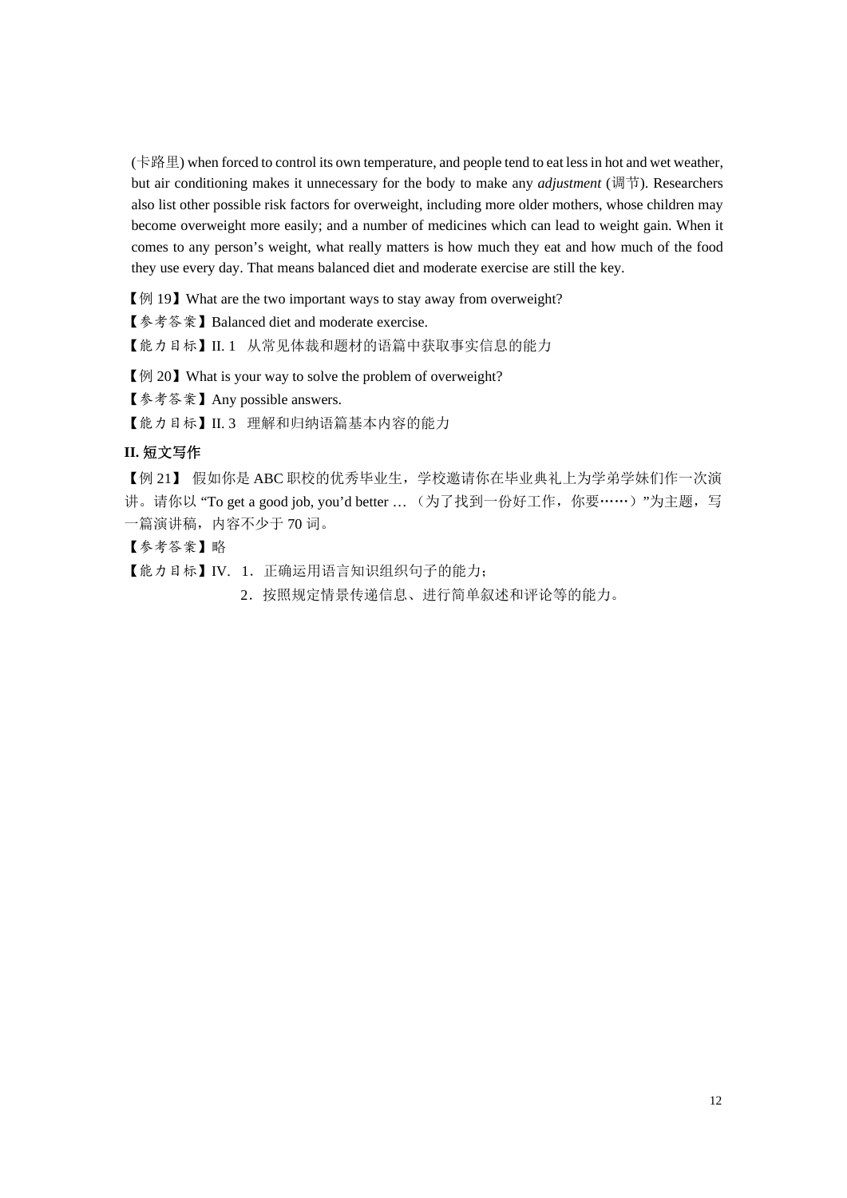(卡路里) when forced to control its own temperature, and people tend to eat less in hot and wet weather, but air conditioning makes it unnecessary for the body to make any *adjustment* (调节). Researchers also list other possible risk factors for overweight, including more older mothers, whose children may become overweight more easily; and a number of medicines which can lead to weight gain. When it comes to any person's weight, what really matters is how much they eat and how much of the food they use every day. That means balanced diet and moderate exercise are still the key.

【例 19】What are the two important ways to stay away from overweight?

【参考答案】Balanced diet and moderate exercise.

【能力目标】II. 1　从常见体裁和题材的语篇中获取事实信息的能力

【例 20】What is your way to solve the problem of overweight?

【参考答案】Any possible answers.

【能力目标】II. 3　理解和归纳语篇基本内容的能力

**II. 短文写作**

【例 21】 假如你是 ABC 职校的优秀毕业生，学校邀请你在毕业典礼上为学弟学妹们作一次演讲。请你以 "To get a good job, you'd better … （为了找到一份好工作，你要……）"为主题，写一篇演讲稿，内容不少于 70 词。

【参考答案】略

【能力目标】IV. 1．正确运用语言知识组织句子的能力；

2．按照规定情景传递信息、进行简单叙述和评论等的能力。